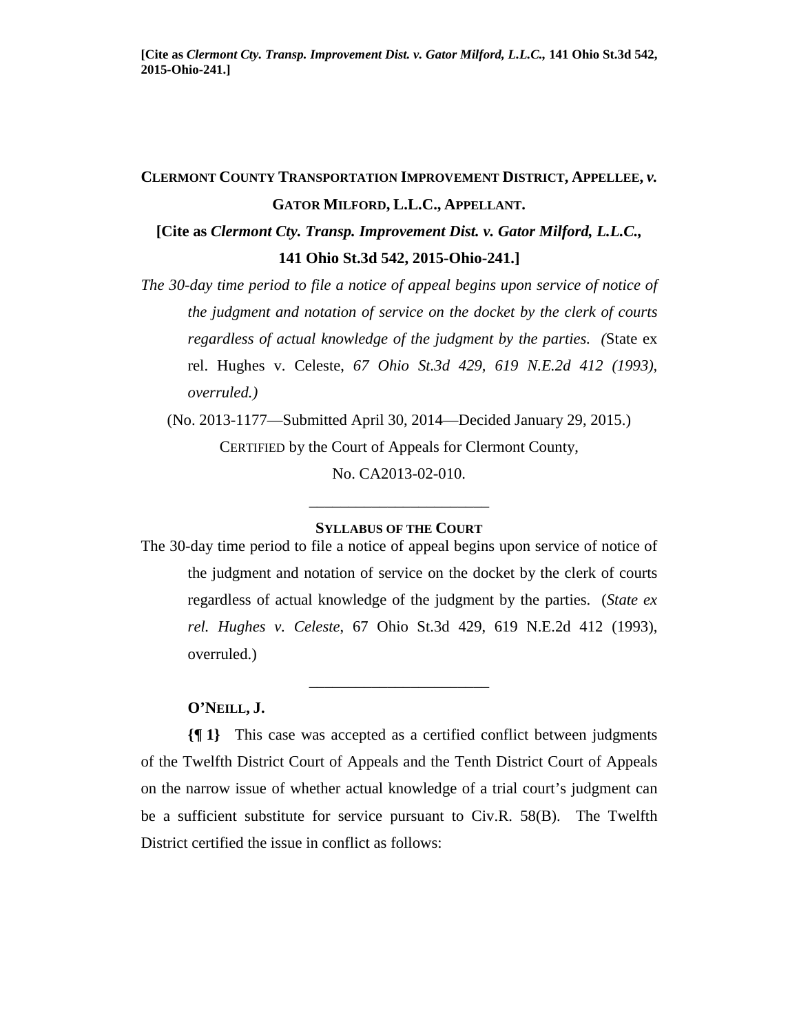**[Cite as *Clermont Cty. Transp. Improvement Dist. v. Gator Milford, L.L.C.*, 141 Ohio St.3d 542, 2015-Ohio-241.]**

**CLERMONT COUNTY TRANSPORTATION IMPROVEMENT DISTRICT, APPELLEE, *v.* GATOR MILFORD, L.L.C., APPELLANT.**

**[Cite as *Clermont Cty. Transp. Improvement Dist. v. Gator Milford, L.L.C.*, 141 Ohio St.3d 542, 2015-Ohio-241.]**

*The 30-day time period to file a notice of appeal begins upon service of notice of the judgment and notation of service on the docket by the clerk of courts regardless of actual knowledge of the judgment by the parties. (*State ex rel. Hughes v. Celeste, *67 Ohio St.3d 429, 619 N.E.2d 412 (1993), overruled.)*

(No. 2013-1177—Submitted April 30, 2014—Decided January 29, 2015.)

CERTIFIED by the Court of Appeals for Clermont County, No. CA2013-02-010.

---

**SYLLABUS OF THE COURT**

The 30-day time period to file a notice of appeal begins upon service of notice of the judgment and notation of service on the docket by the clerk of courts regardless of actual knowledge of the judgment by the parties. (*State ex rel. Hughes v. Celeste*, 67 Ohio St.3d 429, 619 N.E.2d 412 (1993), overruled.)

---

**O'NEILL, J.**

**{¶ 1}** This case was accepted as a certified conflict between judgments of the Twelfth District Court of Appeals and the Tenth District Court of Appeals on the narrow issue of whether actual knowledge of a trial court's judgment can be a sufficient substitute for service pursuant to Civ.R. 58(B). The Twelfth District certified the issue in conflict as follows: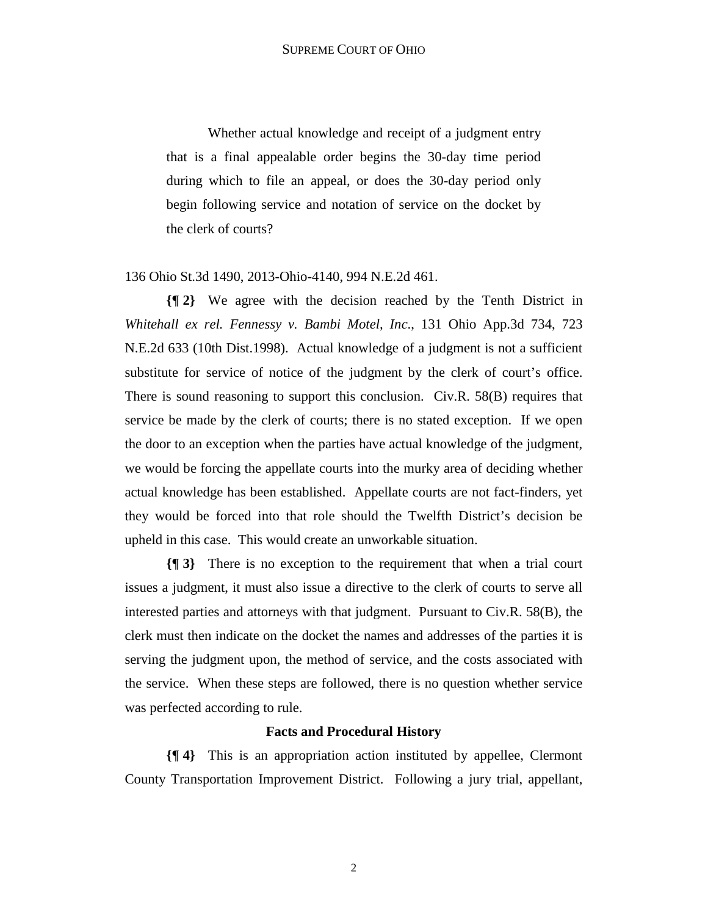> Whether actual knowledge and receipt of a judgment entry that is a final appealable order begins the 30-day time period during which to file an appeal, or does the 30-day period only begin following service and notation of service on the docket by the clerk of courts?

136 Ohio St.3d 1490, 2013-Ohio-4140, 994 N.E.2d 461.

**{¶ 2}** We agree with the decision reached by the Tenth District in *Whitehall ex rel. Fennessy v. Bambi Motel, Inc.*, 131 Ohio App.3d 734, 723 N.E.2d 633 (10th Dist.1998). Actual knowledge of a judgment is not a sufficient substitute for service of notice of the judgment by the clerk of court's office. There is sound reasoning to support this conclusion. Civ.R. 58(B) requires that service be made by the clerk of courts; there is no stated exception. If we open the door to an exception when the parties have actual knowledge of the judgment, we would be forcing the appellate courts into the murky area of deciding whether actual knowledge has been established. Appellate courts are not fact-finders, yet they would be forced into that role should the Twelfth District's decision be upheld in this case. This would create an unworkable situation.

**{¶ 3}** There is no exception to the requirement that when a trial court issues a judgment, it must also issue a directive to the clerk of courts to serve all interested parties and attorneys with that judgment. Pursuant to Civ.R. 58(B), the clerk must then indicate on the docket the names and addresses of the parties it is serving the judgment upon, the method of service, and the costs associated with the service. When these steps are followed, there is no question whether service was perfected according to rule.

## Facts and Procedural History

**{¶ 4}** This is an appropriation action instituted by appellee, Clermont County Transportation Improvement District. Following a jury trial, appellant,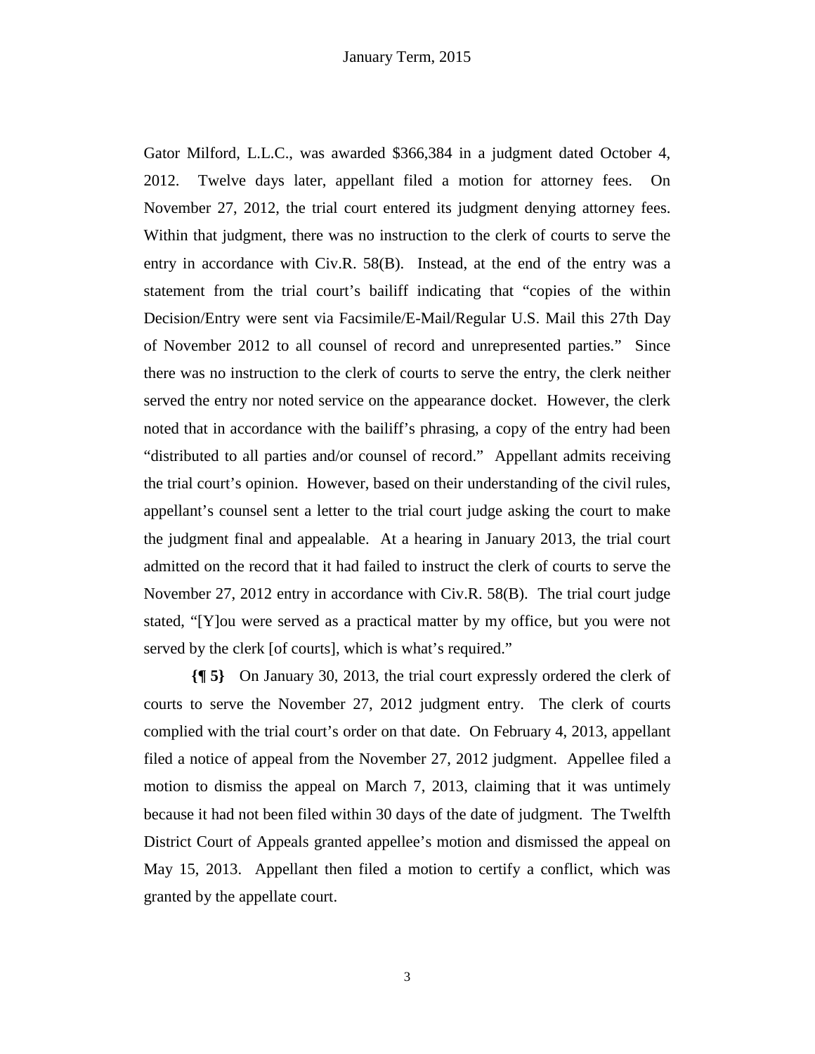Gator Milford, L.L.C., was awarded $366,384 in a judgment dated October 4, 2012. Twelve days later, appellant filed a motion for attorney fees. On November 27, 2012, the trial court entered its judgment denying attorney fees. Within that judgment, there was no instruction to the clerk of courts to serve the entry in accordance with Civ.R. 58(B). Instead, at the end of the entry was a statement from the trial court's bailiff indicating that "copies of the within Decision/Entry were sent via Facsimile/E-Mail/Regular U.S. Mail this 27th Day of November 2012 to all counsel of record and unrepresented parties." Since there was no instruction to the clerk of courts to serve the entry, the clerk neither served the entry nor noted service on the appearance docket. However, the clerk noted that in accordance with the bailiff's phrasing, a copy of the entry had been "distributed to all parties and/or counsel of record." Appellant admits receiving the trial court's opinion. However, based on their understanding of the civil rules, appellant's counsel sent a letter to the trial court judge asking the court to make the judgment final and appealable. At a hearing in January 2013, the trial court admitted on the record that it had failed to instruct the clerk of courts to serve the November 27, 2012 entry in accordance with Civ.R. 58(B). The trial court judge stated, "[Y]ou were served as a practical matter by my office, but you were not served by the clerk [of courts], which is what's required."

**{¶ 5}** On January 30, 2013, the trial court expressly ordered the clerk of courts to serve the November 27, 2012 judgment entry. The clerk of courts complied with the trial court's order on that date. On February 4, 2013, appellant filed a notice of appeal from the November 27, 2012 judgment. Appellee filed a motion to dismiss the appeal on March 7, 2013, claiming that it was untimely because it had not been filed within 30 days of the date of judgment. The Twelfth District Court of Appeals granted appellee's motion and dismissed the appeal on May 15, 2013. Appellant then filed a motion to certify a conflict, which was granted by the appellate court.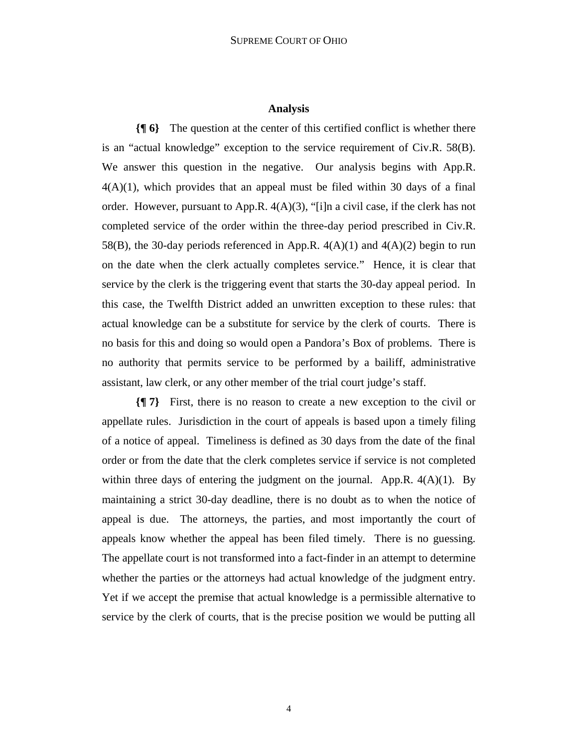## Analysis

**{¶ 6}** The question at the center of this certified conflict is whether there is an "actual knowledge" exception to the service requirement of Civ.R. 58(B). We answer this question in the negative. Our analysis begins with App.R. 4(A)(1), which provides that an appeal must be filed within 30 days of a final order. However, pursuant to App.R. 4(A)(3), "[i]n a civil case, if the clerk has not completed service of the order within the three-day period prescribed in Civ.R. 58(B), the 30-day periods referenced in App.R. 4(A)(1) and 4(A)(2) begin to run on the date when the clerk actually completes service." Hence, it is clear that service by the clerk is the triggering event that starts the 30-day appeal period. In this case, the Twelfth District added an unwritten exception to these rules: that actual knowledge can be a substitute for service by the clerk of courts. There is no basis for this and doing so would open a Pandora's Box of problems. There is no authority that permits service to be performed by a bailiff, administrative assistant, law clerk, or any other member of the trial court judge's staff.

**{¶ 7}** First, there is no reason to create a new exception to the civil or appellate rules. Jurisdiction in the court of appeals is based upon a timely filing of a notice of appeal. Timeliness is defined as 30 days from the date of the final order or from the date that the clerk completes service if service is not completed within three days of entering the judgment on the journal. App.R. 4(A)(1). By maintaining a strict 30-day deadline, there is no doubt as to when the notice of appeal is due. The attorneys, the parties, and most importantly the court of appeals know whether the appeal has been filed timely. There is no guessing. The appellate court is not transformed into a fact-finder in an attempt to determine whether the parties or the attorneys had actual knowledge of the judgment entry. Yet if we accept the premise that actual knowledge is a permissible alternative to service by the clerk of courts, that is the precise position we would be putting all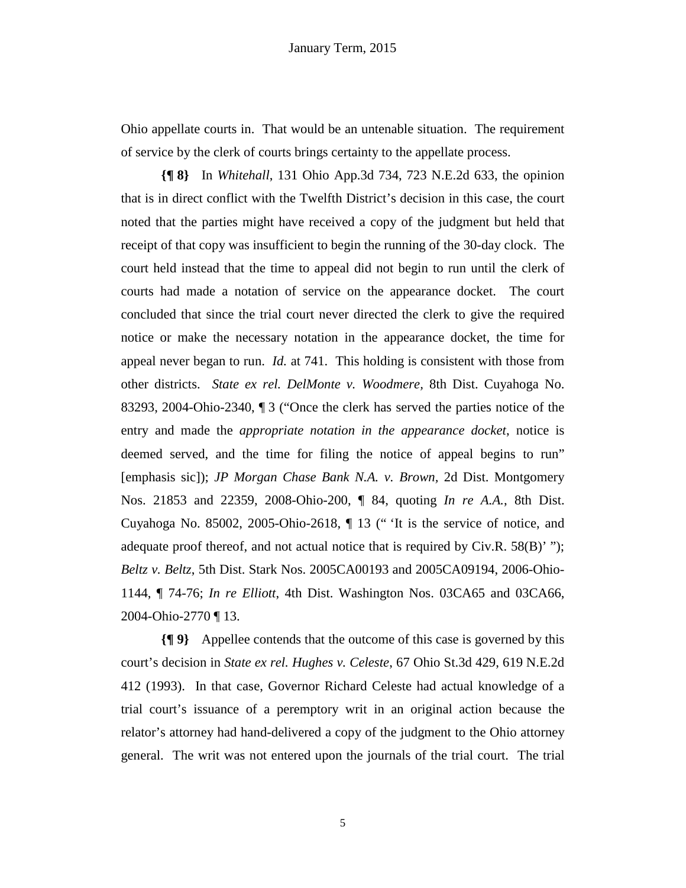Ohio appellate courts in. That would be an untenable situation. The requirement of service by the clerk of courts brings certainty to the appellate process.

**{¶ 8}** In *Whitehall*, 131 Ohio App.3d 734, 723 N.E.2d 633, the opinion that is in direct conflict with the Twelfth District's decision in this case, the court noted that the parties might have received a copy of the judgment but held that receipt of that copy was insufficient to begin the running of the 30-day clock. The court held instead that the time to appeal did not begin to run until the clerk of courts had made a notation of service on the appearance docket. The court concluded that since the trial court never directed the clerk to give the required notice or make the necessary notation in the appearance docket, the time for appeal never began to run. *Id.* at 741. This holding is consistent with those from other districts. *State ex rel. DelMonte v. Woodmere*, 8th Dist. Cuyahoga No. 83293, 2004-Ohio-2340, ¶ 3 ("Once the clerk has served the parties notice of the entry and made the *appropriate notation in the appearance docket*, notice is deemed served, and the time for filing the notice of appeal begins to run" [emphasis sic]); *JP Morgan Chase Bank N.A. v. Brown*, 2d Dist. Montgomery Nos. 21853 and 22359, 2008-Ohio-200, ¶ 84, quoting *In re A.A.*, 8th Dist. Cuyahoga No. 85002, 2005-Ohio-2618, ¶ 13 (" 'It is the service of notice, and adequate proof thereof, and not actual notice that is required by Civ.R. 58(B)' "); *Beltz v. Beltz*, 5th Dist. Stark Nos. 2005CA00193 and 2005CA09194, 2006-Ohio-1144, ¶ 74-76; *In re Elliott*, 4th Dist. Washington Nos. 03CA65 and 03CA66, 2004-Ohio-2770 ¶ 13.

**{¶ 9}** Appellee contends that the outcome of this case is governed by this court's decision in *State ex rel. Hughes v. Celeste*, 67 Ohio St.3d 429, 619 N.E.2d 412 (1993). In that case, Governor Richard Celeste had actual knowledge of a trial court's issuance of a peremptory writ in an original action because the relator's attorney had hand-delivered a copy of the judgment to the Ohio attorney general. The writ was not entered upon the journals of the trial court. The trial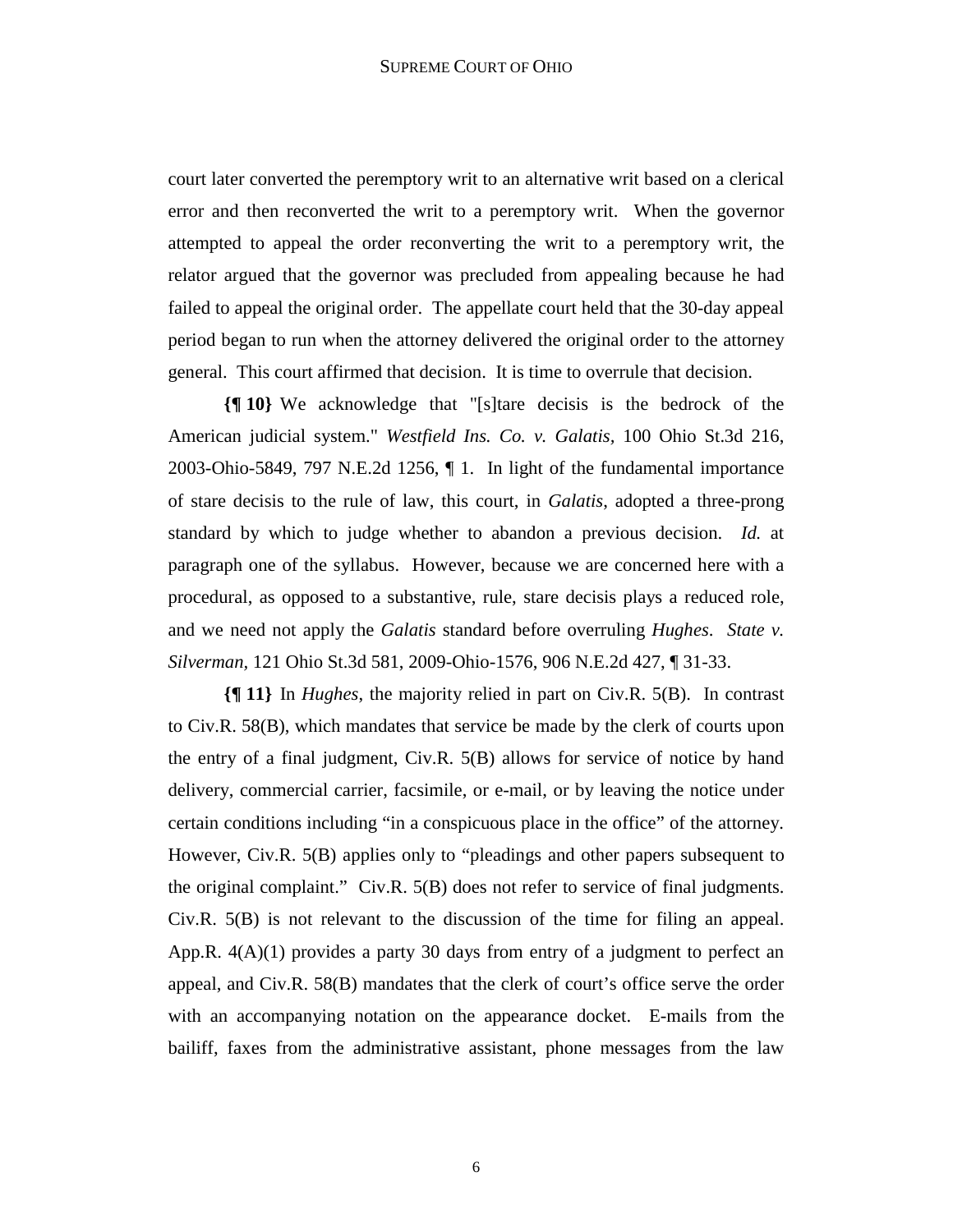court later converted the peremptory writ to an alternative writ based on a clerical error and then reconverted the writ to a peremptory writ. When the governor attempted to appeal the order reconverting the writ to a peremptory writ, the relator argued that the governor was precluded from appealing because he had failed to appeal the original order. The appellate court held that the 30-day appeal period began to run when the attorney delivered the original order to the attorney general. This court affirmed that decision. It is time to overrule that decision.

**{¶ 10}** We acknowledge that "[s]tare decisis is the bedrock of the American judicial system." *Westfield Ins. Co. v. Galatis*, 100 Ohio St.3d 216, 2003-Ohio-5849, 797 N.E.2d 1256, ¶ 1. In light of the fundamental importance of stare decisis to the rule of law, this court, in *Galatis*, adopted a three-prong standard by which to judge whether to abandon a previous decision. *Id.* at paragraph one of the syllabus. However, because we are concerned here with a procedural, as opposed to a substantive, rule, stare decisis plays a reduced role, and we need not apply the *Galatis* standard before overruling *Hughes*. *State v. Silverman*, 121 Ohio St.3d 581, 2009-Ohio-1576, 906 N.E.2d 427, ¶ 31-33.

**{¶ 11}** In *Hughes*, the majority relied in part on Civ.R. 5(B). In contrast to Civ.R. 58(B), which mandates that service be made by the clerk of courts upon the entry of a final judgment, Civ.R. 5(B) allows for service of notice by hand delivery, commercial carrier, facsimile, or e-mail, or by leaving the notice under certain conditions including "in a conspicuous place in the office" of the attorney. However, Civ.R. 5(B) applies only to "pleadings and other papers subsequent to the original complaint." Civ.R. 5(B) does not refer to service of final judgments. Civ.R. 5(B) is not relevant to the discussion of the time for filing an appeal. App.R. 4(A)(1) provides a party 30 days from entry of a judgment to perfect an appeal, and Civ.R. 58(B) mandates that the clerk of court's office serve the order with an accompanying notation on the appearance docket. E-mails from the bailiff, faxes from the administrative assistant, phone messages from the law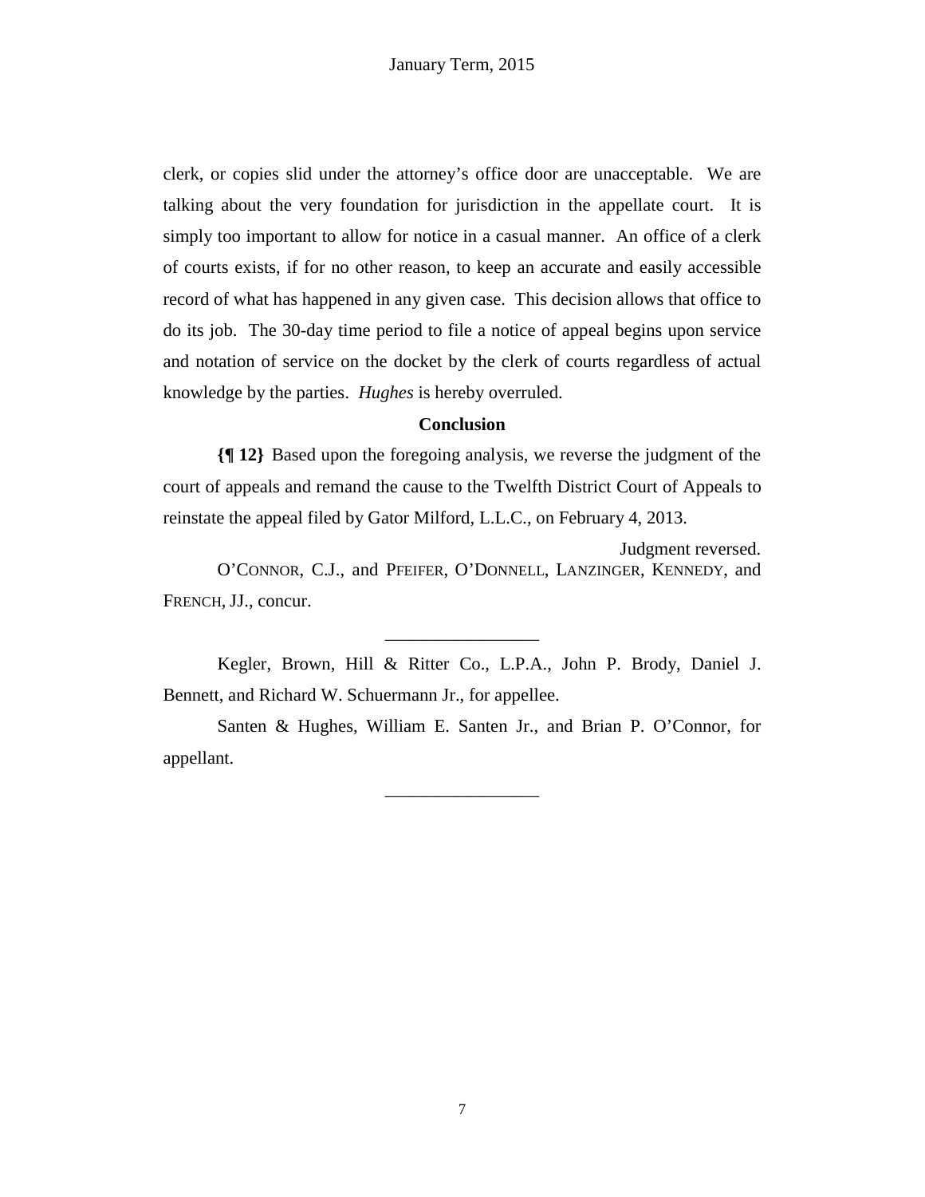clerk, or copies slid under the attorney's office door are unacceptable. We are talking about the very foundation for jurisdiction in the appellate court. It is simply too important to allow for notice in a casual manner. An office of a clerk of courts exists, if for no other reason, to keep an accurate and easily accessible record of what has happened in any given case. This decision allows that office to do its job. The 30-day time period to file a notice of appeal begins upon service and notation of service on the docket by the clerk of courts regardless of actual knowledge by the parties. *Hughes* is hereby overruled.

## Conclusion

**{¶ 12}** Based upon the foregoing analysis, we reverse the judgment of the court of appeals and remand the cause to the Twelfth District Court of Appeals to reinstate the appeal filed by Gator Milford, L.L.C., on February 4, 2013.

Judgment reversed.

O'CONNOR, C.J., and PFEIFER, O'DONNELL, LANZINGER, KENNEDY, and FRENCH, JJ., concur.

---

Kegler, Brown, Hill & Ritter Co., L.P.A., John P. Brody, Daniel J. Bennett, and Richard W. Schuermann Jr., for appellee.

Santen & Hughes, William E. Santen Jr., and Brian P. O'Connor, for appellant.

---